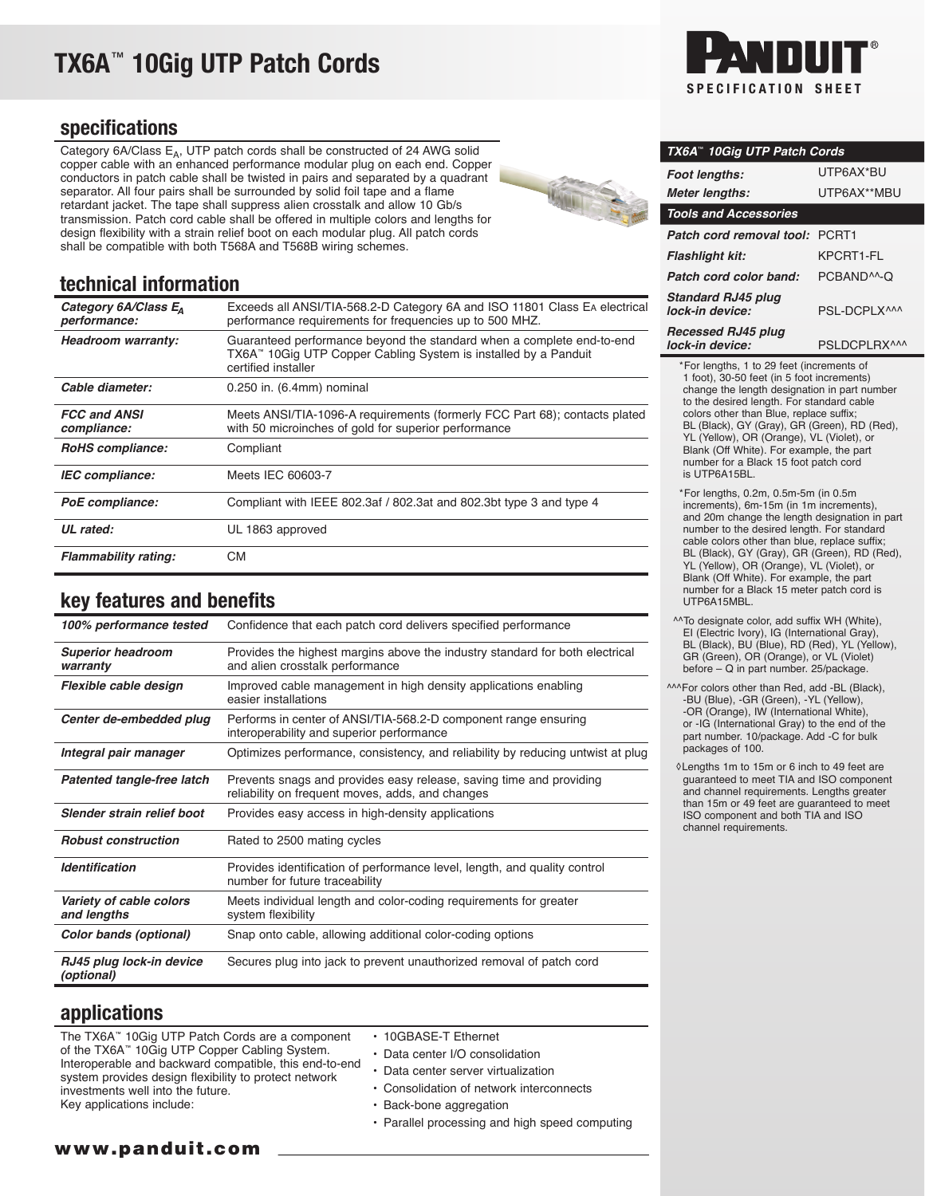# TX6A™ 10Gig UTP Patch Cords

SPECIFICATION SHEET

## specifications

Category 6A/Class $E_A$, UTP patch cords shall be constructed of 24 AWG solid copper cable with an enhanced performance modular plug on each end. Copper conductors in patch cable shall be twisted in pairs and separated by a quadrant separator. All four pairs shall be surrounded by solid foil tape and a flame retardant jacket. The tape shall suppress alien crosstalk and allow 10 Gb/s transmission. Patch cord cable shall be offered in multiple colors and lengths for design flexibility with a strain relief boot on each modular plug. All patch cords shall be compatible with both T568A and T568B wiring schemes.

## technical information

| | |
|---|---|
| ***Category 6A/Class $E_A$ performance:*** | Exceeds all ANSI/TIA-568.2-D Category 6A and ISO 11801 Class $E_A$ electrical performance requirements for frequencies up to 500 MHZ. |
| ***Headroom warranty:*** | Guaranteed performance beyond the standard when a complete end-to-end TX6A™ 10Gig UTP Copper Cabling System is installed by a Panduit certified installer |
| ***Cable diameter:*** | 0.250 in. (6.4mm) nominal |
| ***FCC and ANSI compliance:*** | Meets ANSI/TIA-1096-A requirements (formerly FCC Part 68); contacts plated with 50 microinches of gold for superior performance |
| ***RoHS compliance:*** | Compliant |
| ***IEC compliance:*** | Meets IEC 60603-7 |
| ***PoE compliance:*** | Compliant with IEEE 802.3af / 802.3at and 802.3bt type 3 and type 4 |
| ***UL rated:*** | UL 1863 approved |
| ***Flammability rating:*** | CM |

## key features and benefits

| | |
|---|---|
| ***100% performance tested*** | Confidence that each patch cord delivers specified performance |
| ***Superior headroom warranty*** | Provides the highest margins above the industry standard for both electrical and alien crosstalk performance |
| ***Flexible cable design*** | Improved cable management in high density applications enabling easier installations |
| ***Center de-embedded plug*** | Performs in center of ANSI/TIA-568.2-D component range ensuring interoperability and superior performance |
| ***Integral pair manager*** | Optimizes performance, consistency, and reliability by reducing untwist at plug |
| ***Patented tangle-free latch*** | Prevents snags and provides easy release, saving time and providing reliability on frequent moves, adds, and changes |
| ***Slender strain relief boot*** | Provides easy access in high-density applications |
| ***Robust construction*** | Rated to 2500 mating cycles |
| ***Identification*** | Provides identification of performance level, length, and quality control number for future traceability |
| ***Variety of cable colors and lengths*** | Meets individual length and color-coding requirements for greater system flexibility |
| ***Color bands (optional)*** | Snap onto cable, allowing additional color-coding options |
| ***RJ45 plug lock-in device (optional)*** | Secures plug into jack to prevent unauthorized removal of patch cord |

## applications

The TX6A™ 10Gig UTP Patch Cords are a component of the TX6A™ 10Gig UTP Copper Cabling System. Interoperable and backward compatible, this end-to-end system provides design flexibility to protect network investments well into the future. Key applications include:

- 10GBASE-T Ethernet
- Data center I/O consolidation
- Data center server virtualization
- Consolidation of network interconnects
- Back-bone aggregation
- Parallel processing and high speed computing

**www.panduit.com**

| ***TX6A™ 10Gig UTP Patch Cords*** | |
|---|---|
| ***Foot lengths:*** | UTP6AX*BU |
| ***Meter lengths:*** | UTP6AX**MBU |
| ***Tools and Accessories*** | |
| ***Patch cord removal tool:*** | PCRT1 |
| ***Flashlight kit:*** | KPCRT1-FL |
| ***Patch cord color band:*** | PCBAND^^-Q |
| ***Standard RJ45 plug lock-in device:*** | PSL-DCPLX^^^ |
| ***Recessed RJ45 plug lock-in device:*** | PSLDCPLRX^^^ |

*For lengths, 1 to 29 feet (increments of 1 foot), 30-50 feet (in 5 foot increments) change the length designation in part number to the desired length. For standard cable colors other than Blue, replace suffix; BL (Black), GY (Gray), GR (Green), RD (Red), YL (Yellow), OR (Orange), VL (Violet), or Blank (Off White). For example, the part number for a Black 15 foot patch cord is UTP6A15BL.

*For lengths, 0.2m, 0.5m-5m (in 0.5m increments), 6m-15m (in 1m increments), and 20m change the length designation in part number to the desired length. For standard cable colors other than blue, replace suffix; BL (Black), GY (Gray), GR (Green), RD (Red), YL (Yellow), OR (Orange), VL (Violet), or Blank (Off White). For example, the part number for a Black 15 meter patch cord is UTP6A15MBL.

^^To designate color, add suffix WH (White), EI (Electric Ivory), IG (International Gray), BL (Black), BU (Blue), RD (Red), YL (Yellow), GR (Green), OR (Orange), or VL (Violet) before – Q in part number. 25/package.

^^^For colors other than Red, add -BL (Black), -BU (Blue), -GR (Green), -YL (Yellow), -OR (Orange), IW (International White), or -IG (International Gray) to the end of the part number. 10/package. Add -C for bulk packages of 100.

◊Lengths 1m to 15m or 6 inch to 49 feet are guaranteed to meet TIA and ISO component and channel requirements. Lengths greater than 15m or 49 feet are guaranteed to meet ISO component and both TIA and ISO channel requirements.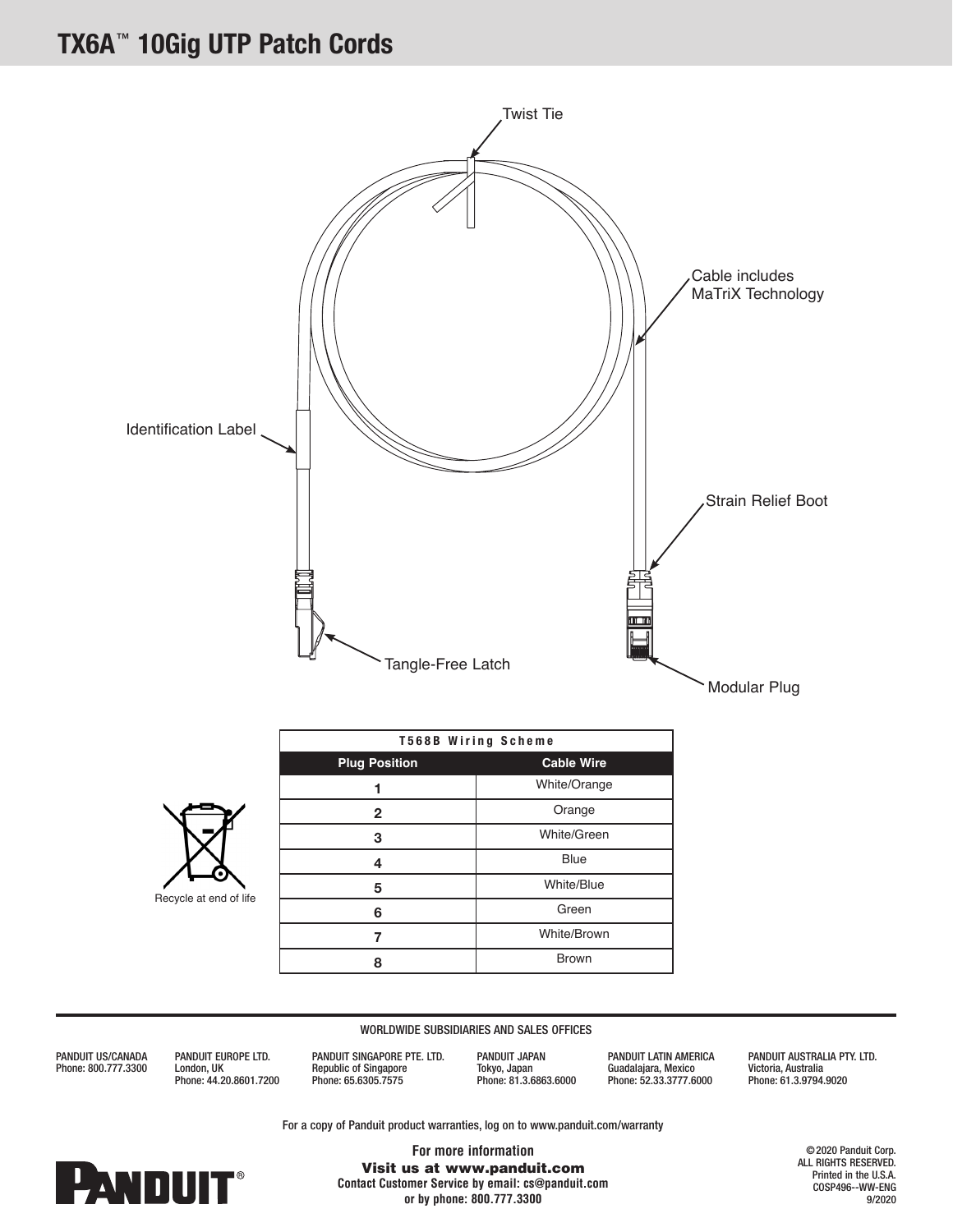# TX6A™ 10Gig UTP Patch Cords

Twist Tie

Cable includes MaTriX Technology

Identification Label

Strain Relief Boot

Tangle-Free Latch

Modular Plug

Recycle at end of life

| T568B Wiring Scheme | |
|---|---|
| **Plug Position** | **Cable Wire** |
| 1 | White/Orange |
| 2 | Orange |
| 3 | White/Green |
| 4 | Blue |
| 5 | White/Blue |
| 6 | Green |
| 7 | White/Brown |
| 8 | Brown |

WORLDWIDE SUBSIDIARIES AND SALES OFFICES

PANDUIT US/CANADA
Phone: 800.777.3300

PANDUIT EUROPE LTD.
London, UK
Phone: 44.20.8601.7200

PANDUIT SINGAPORE PTE. LTD.
Republic of Singapore
Phone: 65.6305.7575

PANDUIT JAPAN
Tokyo, Japan
Phone: 81.3.6863.6000

PANDUIT LATIN AMERICA
Guadalajara, Mexico
Phone: 52.33.3777.6000

PANDUIT AUSTRALIA PTY. LTD.
Victoria, Australia
Phone: 61.3.9794.9020

For a copy of Panduit product warranties, log on to www.panduit.com/warranty

PANDUIT®

**For more information**
**Visit us at www.panduit.com**
**Contact Customer Service by email: cs@panduit.com**
**or by phone: 800.777.3300**

©2020 Panduit Corp.
ALL RIGHTS RESERVED.
Printed in the U.S.A.
COSP496--WW-ENG
9/2020